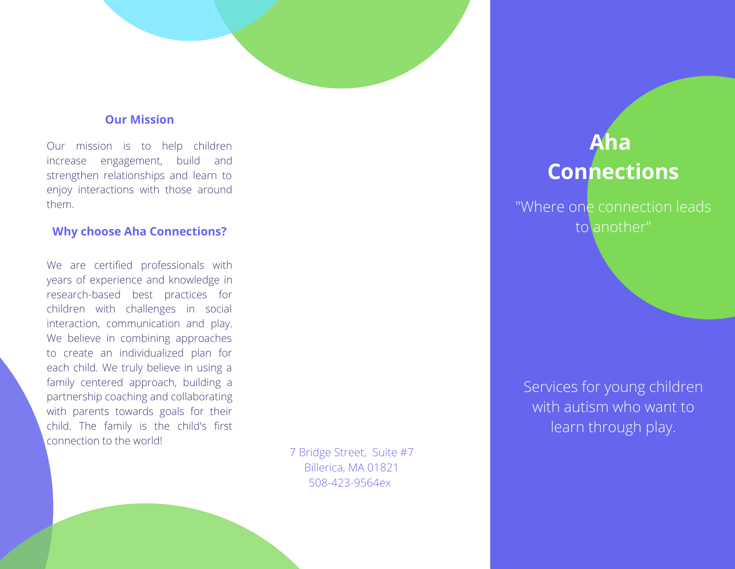## Our Mission

Our mission is to help children increase engagement, build and strengthen relationships and learn to enjoy interactions with those around them.

## Why choose Aha Connections?

We are certified professionals with years of experience and knowledge in research-based best practices for children with challenges in social interaction, communication and play. We believe in combining approaches to create an individualized plan for each child. We truly believe in using a family centered approach, building a partnership coaching and collaborating with parents towards goals for their child. The family is the child's first connection to the world!

7 Bridge Street, Suite #7
Billerica, MA 01821
508-423-9564ex

# Aha Connections

"Where one connection leads to another"

Services for young children with autism who want to learn through play.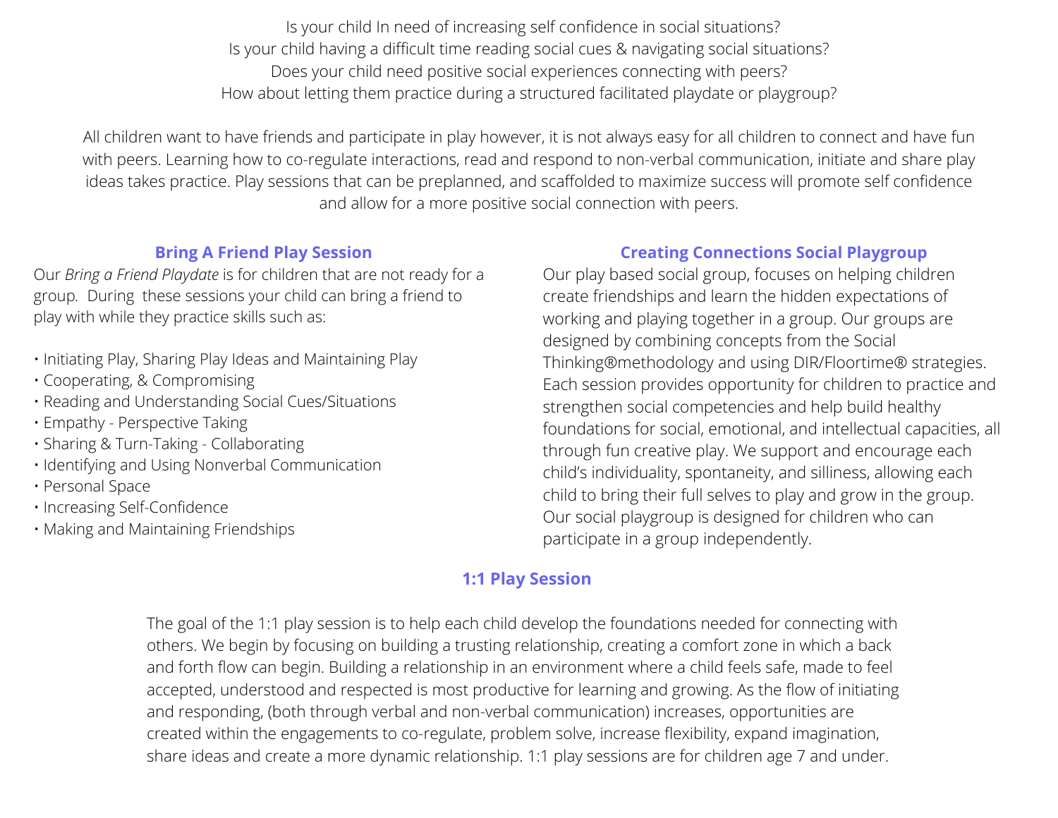Is your child In need of increasing self confidence in social situations?
Is your child having a difficult time reading social cues & navigating social situations?
Does your child need positive social experiences connecting with peers?
How about letting them practice during a structured facilitated playdate or playgroup?

All children want to have friends and participate in play however, it is not always easy for all children to connect and have fun with peers. Learning how to co-regulate interactions, read and respond to non-verbal communication, initiate and share play ideas takes practice. Play sessions that can be preplanned, and scaffolded to maximize success will promote self confidence and allow for a more positive social connection with peers.

## Bring A Friend Play Session

Our *Bring a Friend Playdate* is for children that are not ready for a group. During these sessions your child can bring a friend to play with while they practice skills such as:

- Initiating Play, Sharing Play Ideas and Maintaining Play
- Cooperating, & Compromising
- Reading and Understanding Social Cues/Situations
- Empathy - Perspective Taking
- Sharing & Turn-Taking - Collaborating
- Identifying and Using Nonverbal Communication
- Personal Space
- Increasing Self-Confidence
- Making and Maintaining Friendships

## Creating Connections Social Playgroup

Our play based social group, focuses on helping children create friendships and learn the hidden expectations of working and playing together in a group. Our groups are designed by combining concepts from the Social Thinking®methodology and using DIR/Floortime® strategies. Each session provides opportunity for children to practice and strengthen social competencies and help build healthy foundations for social, emotional, and intellectual capacities, all through fun creative play. We support and encourage each child's individuality, spontaneity, and silliness, allowing each child to bring their full selves to play and grow in the group. Our social playgroup is designed for children who can participate in a group independently.

## 1:1 Play Session

The goal of the 1:1 play session is to help each child develop the foundations needed for connecting with others. We begin by focusing on building a trusting relationship, creating a comfort zone in which a back and forth flow can begin. Building a relationship in an environment where a child feels safe, made to feel accepted, understood and respected is most productive for learning and growing. As the flow of initiating and responding, (both through verbal and non-verbal communication) increases, opportunities are created within the engagements to co-regulate, problem solve, increase flexibility, expand imagination, share ideas and create a more dynamic relationship. 1:1 play sessions are for children age 7 and under.